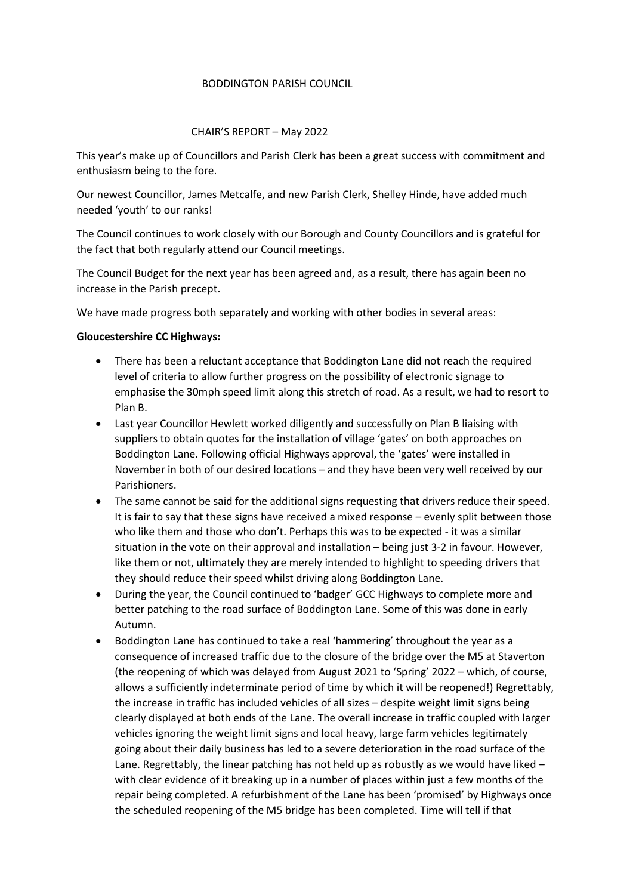# BODDINGTON PARISH COUNCIL

## CHAIR'S REPORT – May 2022

This year's make up of Councillors and Parish Clerk has been a great success with commitment and enthusiasm being to the fore.

Our newest Councillor, James Metcalfe, and new Parish Clerk, Shelley Hinde, have added much needed 'youth' to our ranks!

The Council continues to work closely with our Borough and County Councillors and is grateful for the fact that both regularly attend our Council meetings.

The Council Budget for the next year has been agreed and, as a result, there has again been no increase in the Parish precept.

We have made progress both separately and working with other bodies in several areas:

**Gloucestershire CC Highways:**

- There has been a reluctant acceptance that Boddington Lane did not reach the required level of criteria to allow further progress on the possibility of electronic signage to emphasise the 30mph speed limit along this stretch of road. As a result, we had to resort to Plan B.
- Last year Councillor Hewlett worked diligently and successfully on Plan B liaising with suppliers to obtain quotes for the installation of village 'gates' on both approaches on Boddington Lane. Following official Highways approval, the 'gates' were installed in November in both of our desired locations – and they have been very well received by our Parishioners.
- The same cannot be said for the additional signs requesting that drivers reduce their speed. It is fair to say that these signs have received a mixed response – evenly split between those who like them and those who don't. Perhaps this was to be expected - it was a similar situation in the vote on their approval and installation – being just 3-2 in favour. However, like them or not, ultimately they are merely intended to highlight to speeding drivers that they should reduce their speed whilst driving along Boddington Lane.
- During the year, the Council continued to 'badger' GCC Highways to complete more and better patching to the road surface of Boddington Lane. Some of this was done in early Autumn.
- Boddington Lane has continued to take a real 'hammering' throughout the year as a consequence of increased traffic due to the closure of the bridge over the M5 at Staverton (the reopening of which was delayed from August 2021 to 'Spring' 2022 – which, of course, allows a sufficiently indeterminate period of time by which it will be reopened!) Regrettably, the increase in traffic has included vehicles of all sizes – despite weight limit signs being clearly displayed at both ends of the Lane. The overall increase in traffic coupled with larger vehicles ignoring the weight limit signs and local heavy, large farm vehicles legitimately going about their daily business has led to a severe deterioration in the road surface of the Lane. Regrettably, the linear patching has not held up as robustly as we would have liked – with clear evidence of it breaking up in a number of places within just a few months of the repair being completed. A refurbishment of the Lane has been 'promised' by Highways once the scheduled reopening of the M5 bridge has been completed. Time will tell if that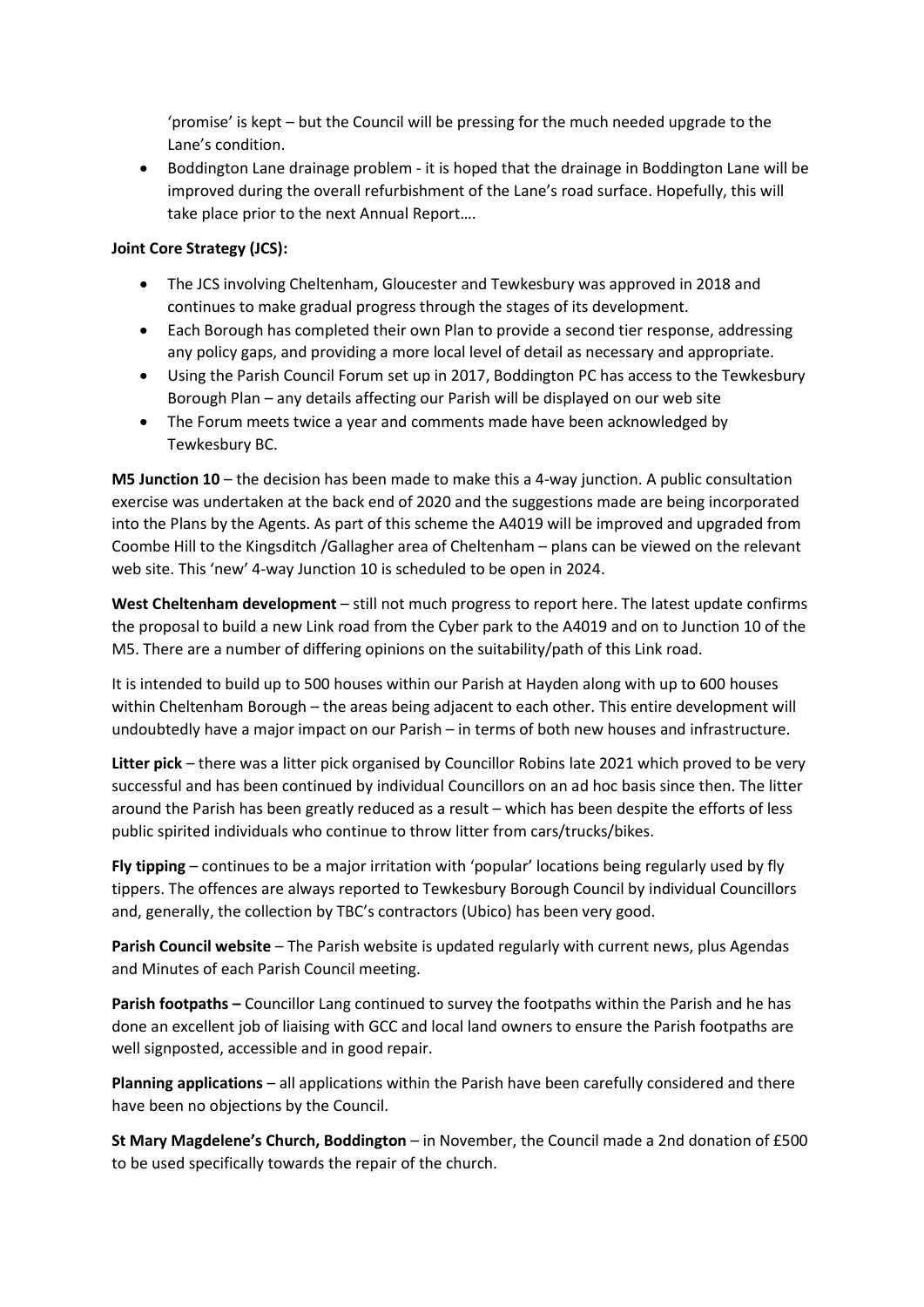'promise' is kept – but the Council will be pressing for the much needed upgrade to the Lane's condition.

- Boddington Lane drainage problem - it is hoped that the drainage in Boddington Lane will be improved during the overall refurbishment of the Lane's road surface. Hopefully, this will take place prior to the next Annual Report….

**Joint Core Strategy (JCS):**

- The JCS involving Cheltenham, Gloucester and Tewkesbury was approved in 2018 and continues to make gradual progress through the stages of its development.
- Each Borough has completed their own Plan to provide a second tier response, addressing any policy gaps, and providing a more local level of detail as necessary and appropriate.
- Using the Parish Council Forum set up in 2017, Boddington PC has access to the Tewkesbury Borough Plan – any details affecting our Parish will be displayed on our web site
- The Forum meets twice a year and comments made have been acknowledged by Tewkesbury BC.

**M5 Junction 10** – the decision has been made to make this a 4-way junction. A public consultation exercise was undertaken at the back end of 2020 and the suggestions made are being incorporated into the Plans by the Agents. As part of this scheme the A4019 will be improved and upgraded from Coombe Hill to the Kingsditch /Gallagher area of Cheltenham – plans can be viewed on the relevant web site. This 'new' 4-way Junction 10 is scheduled to be open in 2024.

**West Cheltenham development** – still not much progress to report here. The latest update confirms the proposal to build a new Link road from the Cyber park to the A4019 and on to Junction 10 of the M5. There are a number of differing opinions on the suitability/path of this Link road.

It is intended to build up to 500 houses within our Parish at Hayden along with up to 600 houses within Cheltenham Borough – the areas being adjacent to each other. This entire development will undoubtedly have a major impact on our Parish – in terms of both new houses and infrastructure.

**Litter pick** – there was a litter pick organised by Councillor Robins late 2021 which proved to be very successful and has been continued by individual Councillors on an ad hoc basis since then. The litter around the Parish has been greatly reduced as a result – which has been despite the efforts of less public spirited individuals who continue to throw litter from cars/trucks/bikes.

**Fly tipping** – continues to be a major irritation with 'popular' locations being regularly used by fly tippers. The offences are always reported to Tewkesbury Borough Council by individual Councillors and, generally, the collection by TBC's contractors (Ubico) has been very good.

**Parish Council website** – The Parish website is updated regularly with current news, plus Agendas and Minutes of each Parish Council meeting.

**Parish footpaths –** Councillor Lang continued to survey the footpaths within the Parish and he has done an excellent job of liaising with GCC and local land owners to ensure the Parish footpaths are well signposted, accessible and in good repair.

**Planning applications** – all applications within the Parish have been carefully considered and there have been no objections by the Council.

**St Mary Magdelene's Church, Boddington** – in November, the Council made a 2nd donation of £500 to be used specifically towards the repair of the church.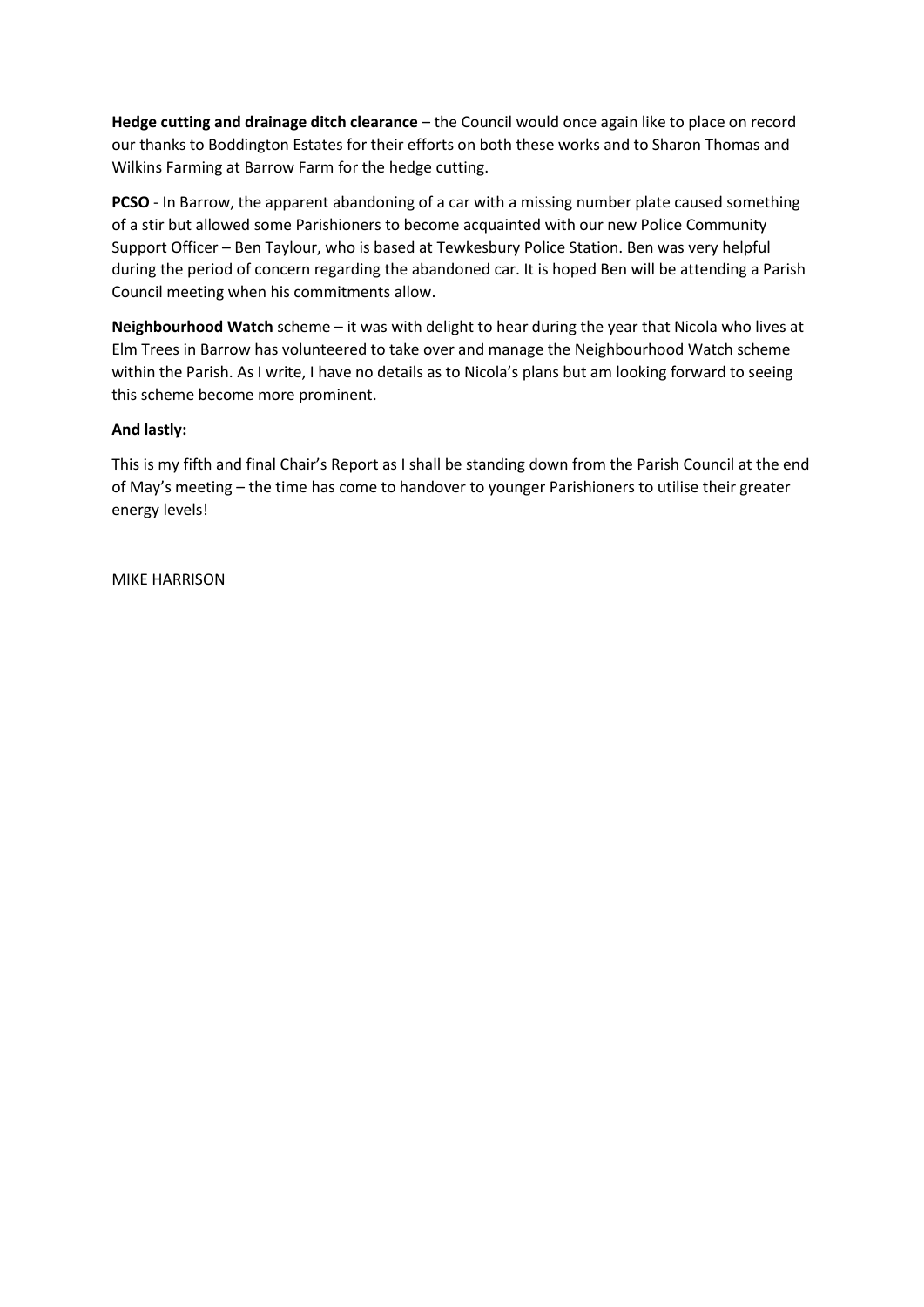**Hedge cutting and drainage ditch clearance** – the Council would once again like to place on record our thanks to Boddington Estates for their efforts on both these works and to Sharon Thomas and Wilkins Farming at Barrow Farm for the hedge cutting.

**PCSO** - In Barrow, the apparent abandoning of a car with a missing number plate caused something of a stir but allowed some Parishioners to become acquainted with our new Police Community Support Officer – Ben Taylour, who is based at Tewkesbury Police Station. Ben was very helpful during the period of concern regarding the abandoned car. It is hoped Ben will be attending a Parish Council meeting when his commitments allow.

**Neighbourhood Watch** scheme – it was with delight to hear during the year that Nicola who lives at Elm Trees in Barrow has volunteered to take over and manage the Neighbourhood Watch scheme within the Parish. As I write, I have no details as to Nicola's plans but am looking forward to seeing this scheme become more prominent.

**And lastly:**

This is my fifth and final Chair's Report as I shall be standing down from the Parish Council at the end of May's meeting – the time has come to handover to younger Parishioners to utilise their greater energy levels!

MIKE HARRISON